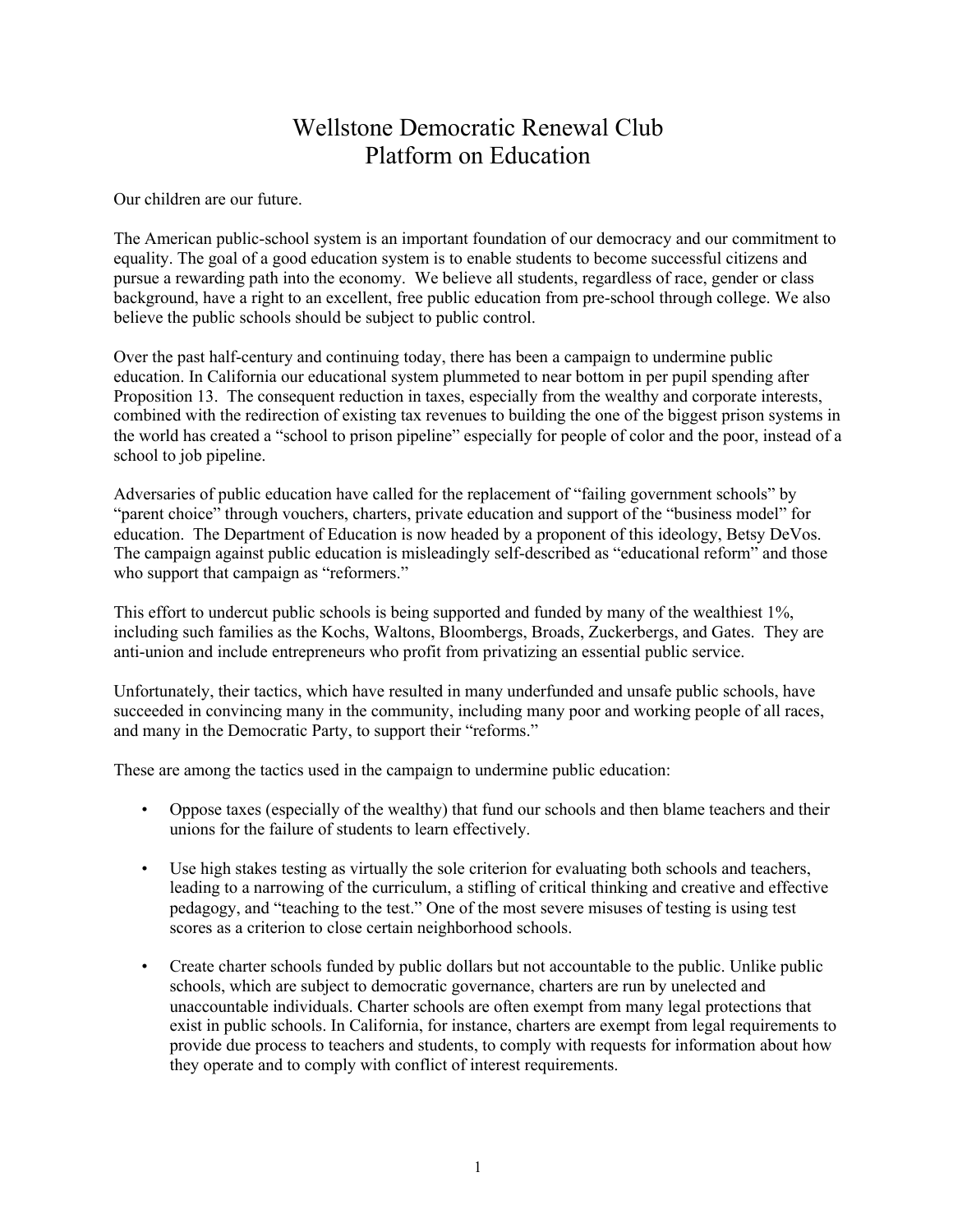# Wellstone Democratic Renewal Club
# Platform on Education

Our children are our future.

The American public-school system is an important foundation of our democracy and our commitment to equality. The goal of a good education system is to enable students to become successful citizens and pursue a rewarding path into the economy. We believe all students, regardless of race, gender or class background, have a right to an excellent, free public education from pre-school through college. We also believe the public schools should be subject to public control.

Over the past half-century and continuing today, there has been a campaign to undermine public education. In California our educational system plummeted to near bottom in per pupil spending after Proposition 13. The consequent reduction in taxes, especially from the wealthy and corporate interests, combined with the redirection of existing tax revenues to building the one of the biggest prison systems in the world has created a "school to prison pipeline" especially for people of color and the poor, instead of a school to job pipeline.

Adversaries of public education have called for the replacement of "failing government schools" by "parent choice" through vouchers, charters, private education and support of the "business model" for education. The Department of Education is now headed by a proponent of this ideology, Betsy DeVos. The campaign against public education is misleadingly self-described as "educational reform" and those who support that campaign as "reformers."

This effort to undercut public schools is being supported and funded by many of the wealthiest 1%, including such families as the Kochs, Waltons, Bloombergs, Broads, Zuckerbergs, and Gates. They are anti-union and include entrepreneurs who profit from privatizing an essential public service.

Unfortunately, their tactics, which have resulted in many underfunded and unsafe public schools, have succeeded in convincing many in the community, including many poor and working people of all races, and many in the Democratic Party, to support their "reforms."

These are among the tactics used in the campaign to undermine public education:

- Oppose taxes (especially of the wealthy) that fund our schools and then blame teachers and their unions for the failure of students to learn effectively.

- Use high stakes testing as virtually the sole criterion for evaluating both schools and teachers, leading to a narrowing of the curriculum, a stifling of critical thinking and creative and effective pedagogy, and "teaching to the test." One of the most severe misuses of testing is using test scores as a criterion to close certain neighborhood schools.

- Create charter schools funded by public dollars but not accountable to the public. Unlike public schools, which are subject to democratic governance, charters are run by unelected and unaccountable individuals. Charter schools are often exempt from many legal protections that exist in public schools. In California, for instance, charters are exempt from legal requirements to provide due process to teachers and students, to comply with requests for information about how they operate and to comply with conflict of interest requirements.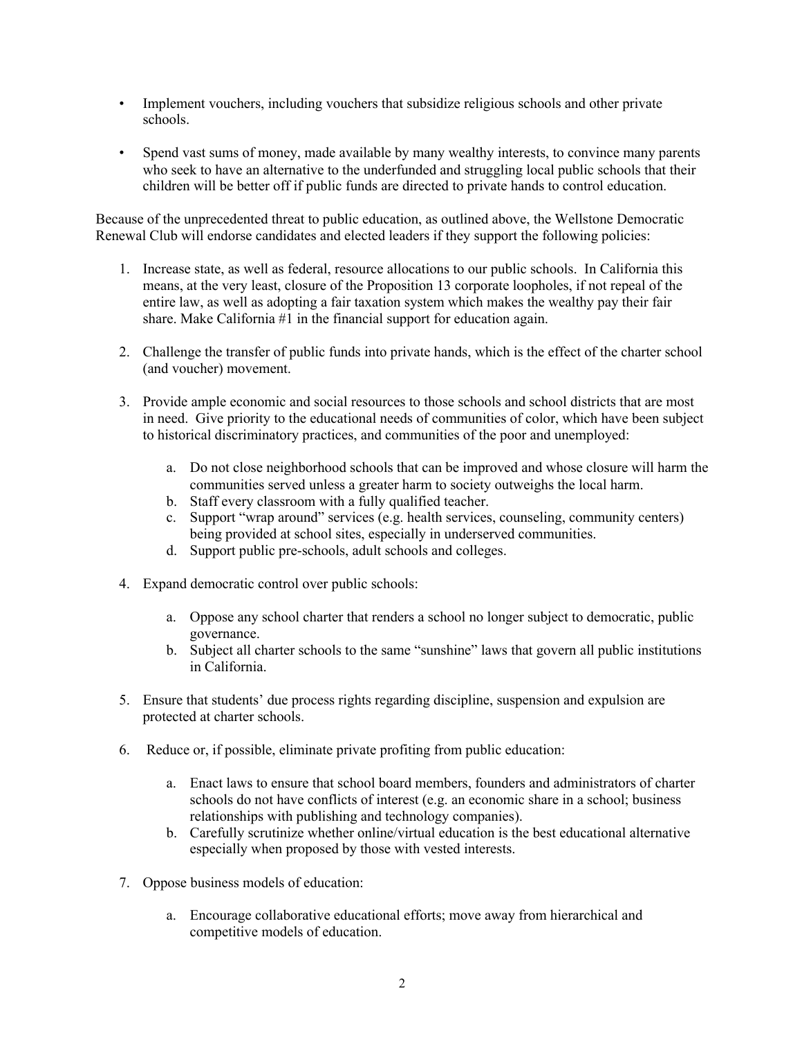- Implement vouchers, including vouchers that subsidize religious schools and other private schools.
- Spend vast sums of money, made available by many wealthy interests, to convince many parents who seek to have an alternative to the underfunded and struggling local public schools that their children will be better off if public funds are directed to private hands to control education.

Because of the unprecedented threat to public education, as outlined above, the Wellstone Democratic Renewal Club will endorse candidates and elected leaders if they support the following policies:

1. Increase state, as well as federal, resource allocations to our public schools. In California this means, at the very least, closure of the Proposition 13 corporate loopholes, if not repeal of the entire law, as well as adopting a fair taxation system which makes the wealthy pay their fair share. Make California #1 in the financial support for education again.

2. Challenge the transfer of public funds into private hands, which is the effect of the charter school (and voucher) movement.

3. Provide ample economic and social resources to those schools and school districts that are most in need. Give priority to the educational needs of communities of color, which have been subject to historical discriminatory practices, and communities of the poor and unemployed:

   a. Do not close neighborhood schools that can be improved and whose closure will harm the communities served unless a greater harm to society outweighs the local harm.
   b. Staff every classroom with a fully qualified teacher.
   c. Support "wrap around" services (e.g. health services, counseling, community centers) being provided at school sites, especially in underserved communities.
   d. Support public pre-schools, adult schools and colleges.

4. Expand democratic control over public schools:

   a. Oppose any school charter that renders a school no longer subject to democratic, public governance.
   b. Subject all charter schools to the same "sunshine" laws that govern all public institutions in California.

5. Ensure that students' due process rights regarding discipline, suspension and expulsion are protected at charter schools.

6. Reduce or, if possible, eliminate private profiting from public education:

   a. Enact laws to ensure that school board members, founders and administrators of charter schools do not have conflicts of interest (e.g. an economic share in a school; business relationships with publishing and technology companies).
   b. Carefully scrutinize whether online/virtual education is the best educational alternative especially when proposed by those with vested interests.

7. Oppose business models of education:

   a. Encourage collaborative educational efforts; move away from hierarchical and competitive models of education.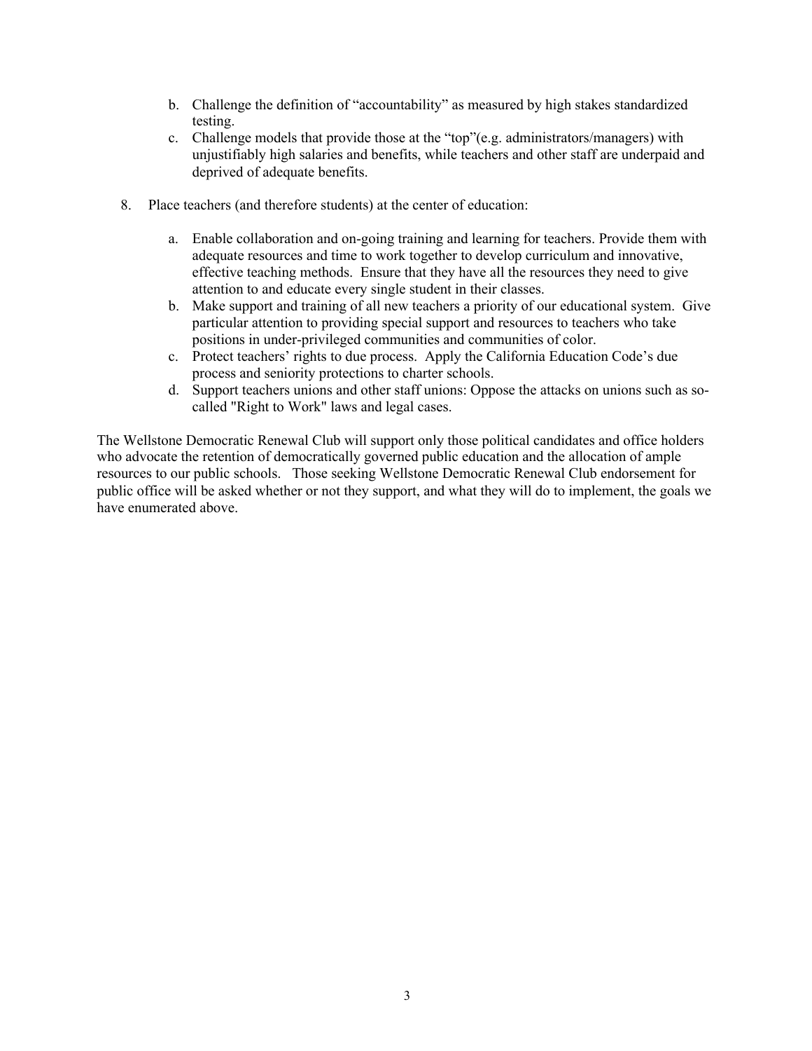b. Challenge the definition of "accountability" as measured by high stakes standardized testing.
   c. Challenge models that provide those at the "top"(e.g. administrators/managers) with unjustifiably high salaries and benefits, while teachers and other staff are underpaid and deprived of adequate benefits.

8. Place teachers (and therefore students) at the center of education:

   a. Enable collaboration and on-going training and learning for teachers. Provide them with adequate resources and time to work together to develop curriculum and innovative, effective teaching methods. Ensure that they have all the resources they need to give attention to and educate every single student in their classes.
   b. Make support and training of all new teachers a priority of our educational system. Give particular attention to providing special support and resources to teachers who take positions in under-privileged communities and communities of color.
   c. Protect teachers' rights to due process. Apply the California Education Code's due process and seniority protections to charter schools.
   d. Support teachers unions and other staff unions: Oppose the attacks on unions such as so-called "Right to Work" laws and legal cases.

The Wellstone Democratic Renewal Club will support only those political candidates and office holders who advocate the retention of democratically governed public education and the allocation of ample resources to our public schools. Those seeking Wellstone Democratic Renewal Club endorsement for public office will be asked whether or not they support, and what they will do to implement, the goals we have enumerated above.